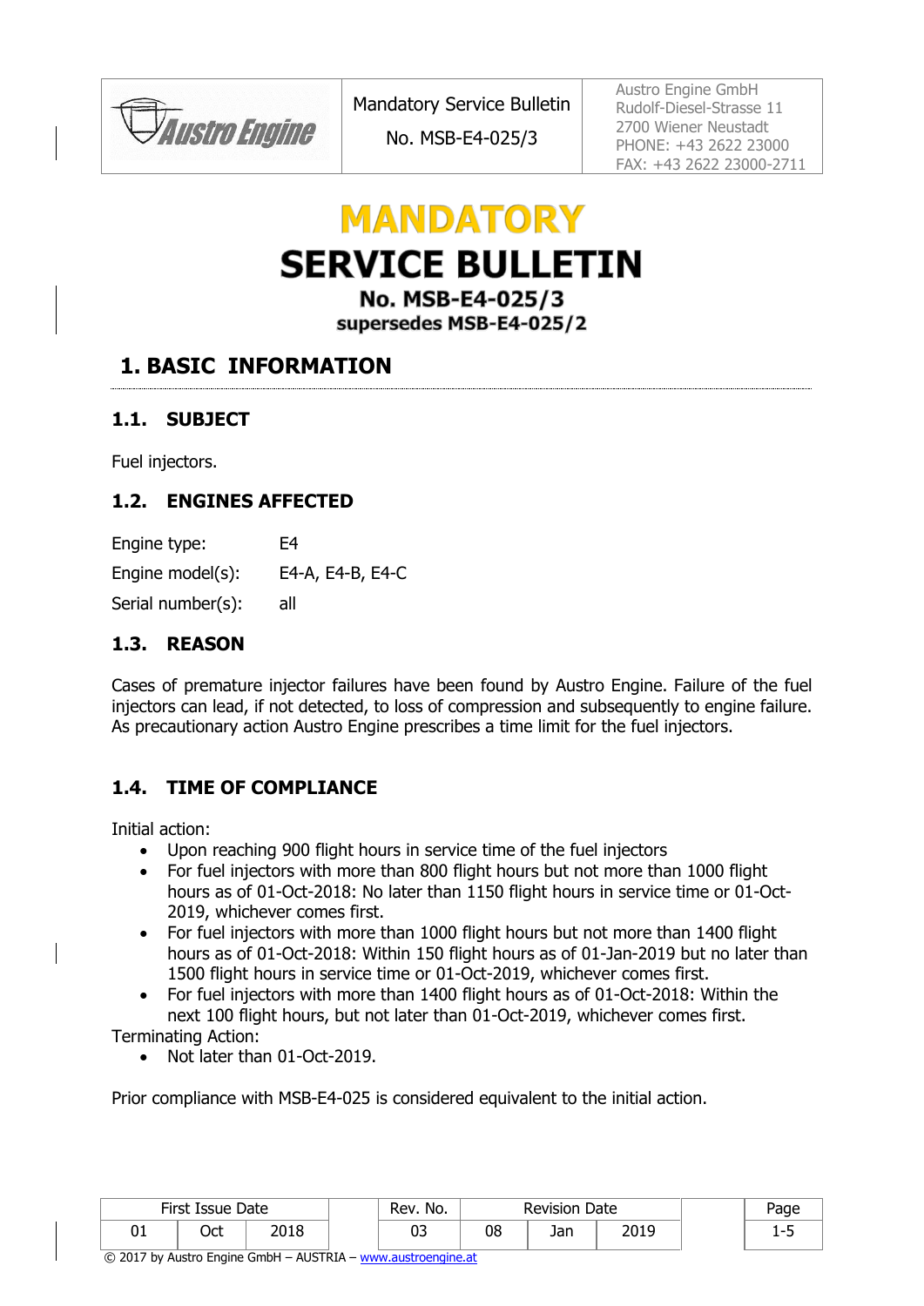# MANDATORY SERVICE BULLETIN

**No. MSB-E4-025/3**

**supersedes MSB-E4-025/2**

## 1. BASIC INFORMATION

### 1.1. SUBJECT

Fuel injectors.

### 1.2. ENGINES AFFECTED

| | |
|---|---|
| Engine type: | E4 |
| Engine model(s): | E4-A, E4-B, E4-C |
| Serial number(s): | all |

### 1.3. REASON

Cases of premature injector failures have been found by Austro Engine. Failure of the fuel injectors can lead, if not detected, to loss of compression and subsequently to engine failure. As precautionary action Austro Engine prescribes a time limit for the fuel injectors.

### 1.4. TIME OF COMPLIANCE

Initial action:

- Upon reaching 900 flight hours in service time of the fuel injectors
- For fuel injectors with more than 800 flight hours but not more than 1000 flight hours as of 01-Oct-2018: No later than 1150 flight hours in service time or 01-Oct-2019, whichever comes first.
- For fuel injectors with more than 1000 flight hours but not more than 1400 flight hours as of 01-Oct-2018: Within 150 flight hours as of 01-Jan-2019 but no later than 1500 flight hours in service time or 01-Oct-2019, whichever comes first.
- For fuel injectors with more than 1400 flight hours as of 01-Oct-2018: Within the next 100 flight hours, but not later than 01-Oct-2019, whichever comes first.

Terminating Action:

- Not later than 01-Oct-2019.

Prior compliance with MSB-E4-025 is considered equivalent to the initial action.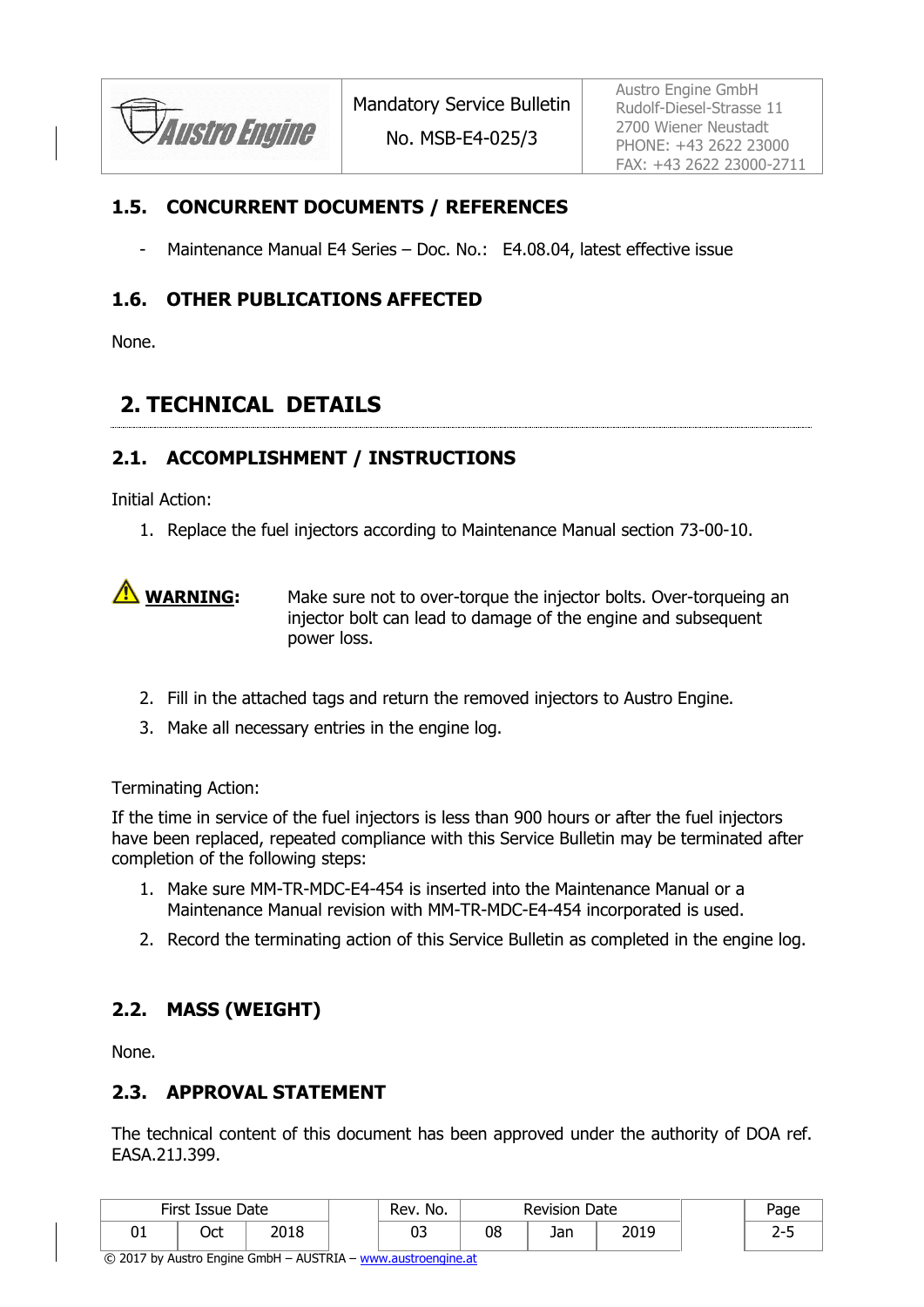## 1.5. CONCURRENT DOCUMENTS / REFERENCES

- Maintenance Manual E4 Series – Doc. No.: E4.08.04, latest effective issue

## 1.6. OTHER PUBLICATIONS AFFECTED

None.

# 2. TECHNICAL DETAILS

## 2.1. ACCOMPLISHMENT / INSTRUCTIONS

Initial Action:

1. Replace the fuel injectors according to Maintenance Manual section 73-00-10.

⚠ **WARNING:** Make sure not to over-torque the injector bolts. Over-torqueing an injector bolt can lead to damage of the engine and subsequent power loss.

2. Fill in the attached tags and return the removed injectors to Austro Engine.
3. Make all necessary entries in the engine log.

Terminating Action:

If the time in service of the fuel injectors is less than 900 hours or after the fuel injectors have been replaced, repeated compliance with this Service Bulletin may be terminated after completion of the following steps:

1. Make sure MM-TR-MDC-E4-454 is inserted into the Maintenance Manual or a Maintenance Manual revision with MM-TR-MDC-E4-454 incorporated is used.
2. Record the terminating action of this Service Bulletin as completed in the engine log.

## 2.2. MASS (WEIGHT)

None.

## 2.3. APPROVAL STATEMENT

The technical content of this document has been approved under the authority of DOA ref. EASA.21J.399.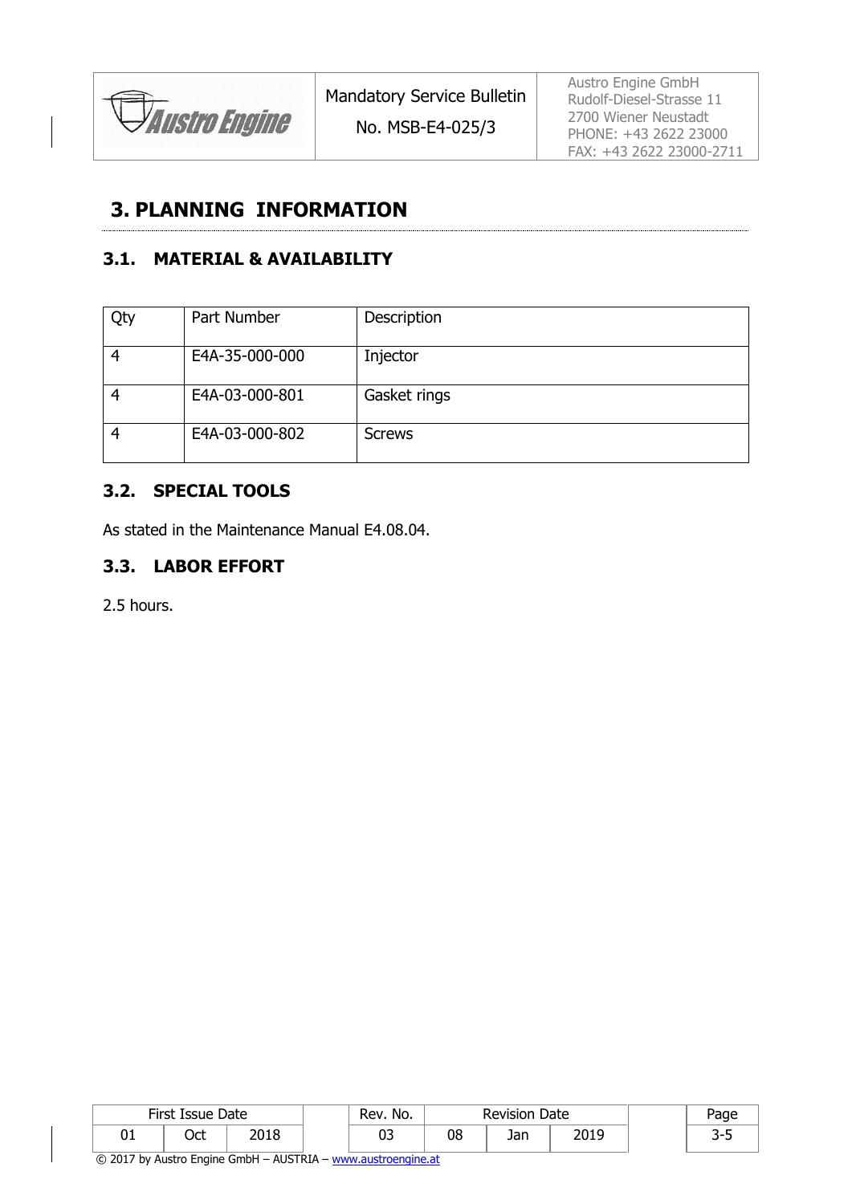# 3. PLANNING INFORMATION

## 3.1. MATERIAL & AVAILABILITY

| Qty | Part Number | Description |
|---|---|---|
| 4 | E4A-35-000-000 | Injector |
| 4 | E4A-03-000-801 | Gasket rings |
| 4 | E4A-03-000-802 | Screws |

## 3.2. SPECIAL TOOLS

As stated in the Maintenance Manual E4.08.04.

## 3.3. LABOR EFFORT

2.5 hours.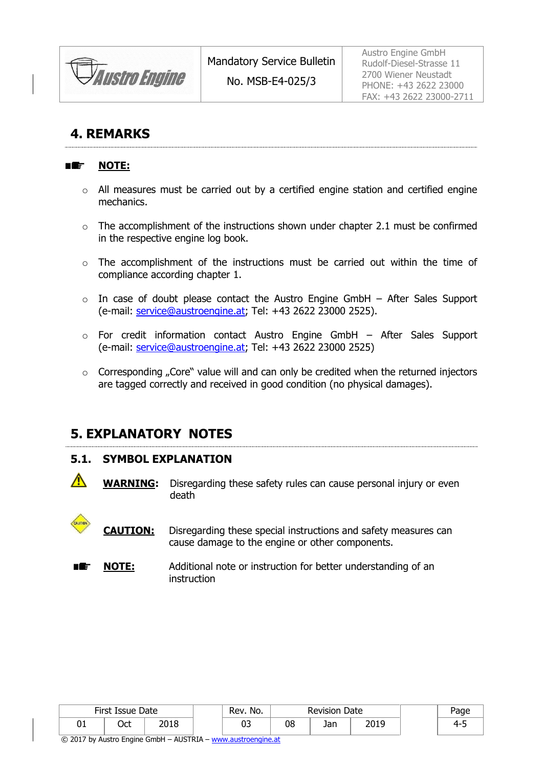## 4. REMARKS

**NOTE:**

- All measures must be carried out by a certified engine station and certified engine mechanics.
- The accomplishment of the instructions shown under chapter 2.1 must be confirmed in the respective engine log book.
- The accomplishment of the instructions must be carried out within the time of compliance according chapter 1.
- In case of doubt please contact the Austro Engine GmbH – After Sales Support (e-mail: service@austroengine.at; Tel: +43 2622 23000 2525).
- For credit information contact Austro Engine GmbH – After Sales Support (e-mail: service@austroengine.at; Tel: +43 2622 23000 2525)
- Corresponding „Core“ value will and can only be credited when the returned injectors are tagged correctly and received in good condition (no physical damages).

## 5. EXPLANATORY NOTES

### 5.1. SYMBOL EXPLANATION

**WARNING:** Disregarding these safety rules can cause personal injury or even death

**CAUTION:** Disregarding these special instructions and safety measures can cause damage to the engine or other components.

**NOTE:** Additional note or instruction for better understanding of an instruction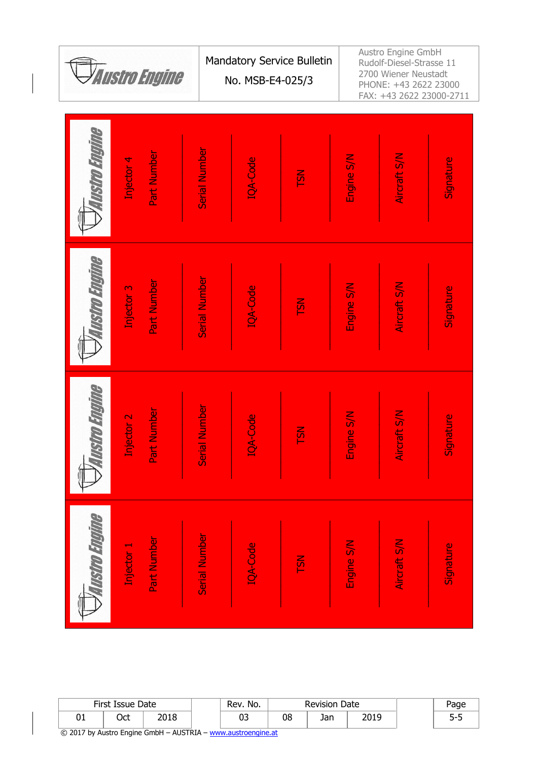| Injector 4 | Part Number | Serial Number | IQA-Code | TSN | Engine S/N | Aircraft S/N | Signature |
|---|---|---|---|---|---|---|---|

| Injector 3 | Part Number | Serial Number | IQA-Code | TSN | Engine S/N | Aircraft S/N | Signature |
|---|---|---|---|---|---|---|---|

| Injector 2 | Part Number | Serial Number | IQA-Code | TSN | Engine S/N | Aircraft S/N | Signature |
|---|---|---|---|---|---|---|---|

| Injector 1 | Part Number | Serial Number | IQA-Code | TSN | Engine S/N | Aircraft S/N | Signature |
|---|---|---|---|---|---|---|---|